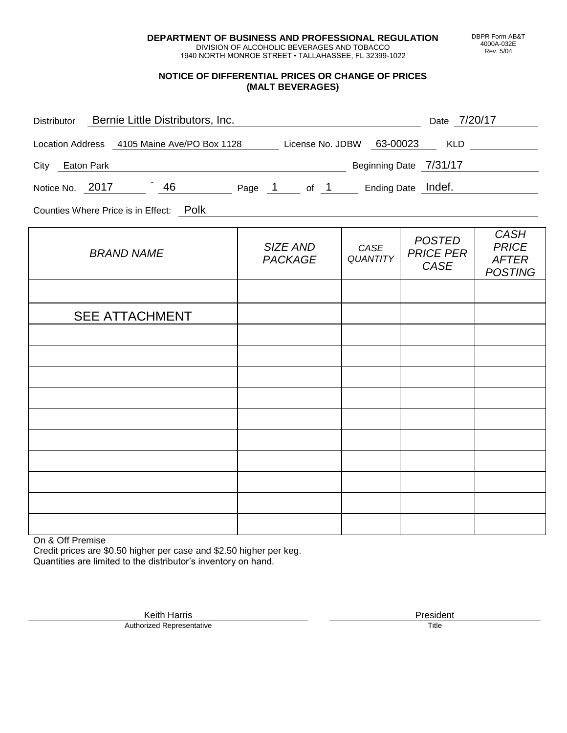**DEPARTMENT OF BUSINESS AND PROFESSIONAL REGULATION**
DIVISION OF ALCOHOLIC BEVERAGES AND TOBACCO
1940 NORTH MONROE STREET • TALLAHASSEE, FL 32399-1022

DBPR Form AB&T
4000A-032E
Rev. 5/04

## NOTICE OF DIFFERENTIAL PRICES OR CHANGE OF PRICES (MALT BEVERAGES)

Distributor: Bernie Little Distributors, Inc. Date: 7/20/17

Location Address: 4105 Maine Ave/PO Box 1128 License No. JDBW 63-00023 KLD

City: Eaton Park Beginning Date: 7/31/17

Notice No. 2017 - 46 Page 1 of 1 Ending Date: Indef.

Counties Where Price is in Effect: Polk

| *BRAND NAME* | *SIZE AND PACKAGE* | *CASE QUANTITY* | *POSTED PRICE PER CASE* | *CASH PRICE AFTER POSTING* |
|---|---|---|---|---|
| | | | | |
| SEE ATTACHMENT | | | | |
| | | | | |
| | | | | |
| | | | | |
| | | | | |
| | | | | |
| | | | | |
| | | | | |
| | | | | |
| | | | | |
| | | | | |

On & Off Premise
Credit prices are $0.50 higher per case and $2.50 higher per keg.
Quantities are limited to the distributor's inventory on hand.

Keith Harris
Authorized Representative

President
Title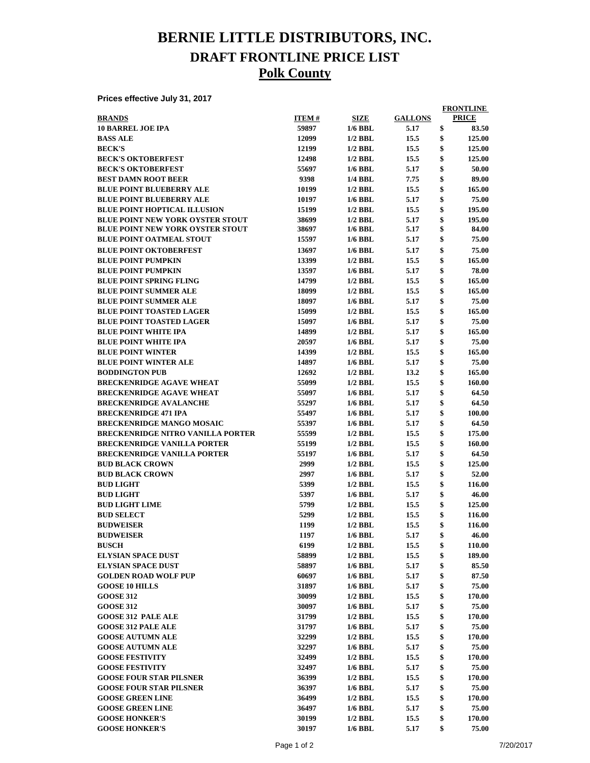# BERNIE LITTLE DISTRIBUTORS, INC.

## DRAFT FRONTLINE PRICE LIST

## Polk County

**Prices effective July 31, 2017**

| BRANDS | ITEM # | SIZE | GALLONS | FRONTLINE PRICE |
|---|---|---|---|---|
| 10 BARREL JOE IPA | 59897 | 1/6 BBL | 5.17 | $ 83.50 |
| BASS ALE | 12099 | 1/2 BBL | 15.5 | $ 125.00 |
| BECK'S | 12199 | 1/2 BBL | 15.5 | $ 125.00 |
| BECK'S OKTOBERFEST | 12498 | 1/2 BBL | 15.5 | $ 125.00 |
| BECK'S OKTOBERFEST | 55697 | 1/6 BBL | 5.17 | $ 50.00 |
| BEST DAMN ROOT BEER | 9398 | 1/4 BBL | 7.75 | $ 89.00 |
| BLUE POINT BLUEBERRY ALE | 10199 | 1/2 BBL | 15.5 | $ 165.00 |
| BLUE POINT BLUEBERRY ALE | 10197 | 1/6 BBL | 5.17 | $ 75.00 |
| BLUE POINT HOPTICAL ILLUSION | 15199 | 1/2 BBL | 15.5 | $ 195.00 |
| BLUE POINT NEW YORK OYSTER STOUT | 38699 | 1/2 BBL | 5.17 | $ 195.00 |
| BLUE POINT NEW YORK OYSTER STOUT | 38697 | 1/6 BBL | 5.17 | $ 84.00 |
| BLUE POINT OATMEAL STOUT | 15597 | 1/6 BBL | 5.17 | $ 75.00 |
| BLUE POINT OKTOBERFEST | 13697 | 1/6 BBL | 5.17 | $ 75.00 |
| BLUE POINT PUMPKIN | 13399 | 1/2 BBL | 15.5 | $ 165.00 |
| BLUE POINT PUMPKIN | 13597 | 1/6 BBL | 5.17 | $ 78.00 |
| BLUE POINT SPRING FLING | 14799 | 1/2 BBL | 15.5 | $ 165.00 |
| BLUE POINT SUMMER ALE | 18099 | 1/2 BBL | 15.5 | $ 165.00 |
| BLUE POINT SUMMER ALE | 18097 | 1/6 BBL | 5.17 | $ 75.00 |
| BLUE POINT TOASTED LAGER | 15099 | 1/2 BBL | 15.5 | $ 165.00 |
| BLUE POINT TOASTED LAGER | 15097 | 1/6 BBL | 5.17 | $ 75.00 |
| BLUE POINT WHITE IPA | 14899 | 1/2 BBL | 5.17 | $ 165.00 |
| BLUE POINT WHITE IPA | 20597 | 1/6 BBL | 5.17 | $ 75.00 |
| BLUE POINT WINTER | 14399 | 1/2 BBL | 15.5 | $ 165.00 |
| BLUE POINT WINTER ALE | 14897 | 1/6 BBL | 5.17 | $ 75.00 |
| BODDINGTON PUB | 12692 | 1/2 BBL | 13.2 | $ 165.00 |
| BRECKENRIDGE AGAVE WHEAT | 55099 | 1/2 BBL | 15.5 | $ 160.00 |
| BRECKENRIDGE AGAVE WHEAT | 55097 | 1/6 BBL | 5.17 | $ 64.50 |
| BRECKENRIDGE AVALANCHE | 55297 | 1/6 BBL | 5.17 | $ 64.50 |
| BRECKENRIDGE 471 IPA | 55497 | 1/6 BBL | 5.17 | $ 100.00 |
| BRECKENRIDGE MANGO MOSAIC | 55397 | 1/6 BBL | 5.17 | $ 64.50 |
| BRECKENRIDGE NITRO VANILLA PORTER | 55599 | 1/2 BBL | 15.5 | $ 175.00 |
| BRECKENRIDGE VANILLA PORTER | 55199 | 1/2 BBL | 15.5 | $ 160.00 |
| BRECKENRIDGE VANILLA PORTER | 55197 | 1/6 BBL | 5.17 | $ 64.50 |
| BUD BLACK CROWN | 2999 | 1/2 BBL | 15.5 | $ 125.00 |
| BUD BLACK CROWN | 2997 | 1/6 BBL | 5.17 | $ 52.00 |
| BUD LIGHT | 5399 | 1/2 BBL | 15.5 | $ 116.00 |
| BUD LIGHT | 5397 | 1/6 BBL | 5.17 | $ 46.00 |
| BUD LIGHT LIME | 5799 | 1/2 BBL | 15.5 | $ 125.00 |
| BUD SELECT | 5299 | 1/2 BBL | 15.5 | $ 116.00 |
| BUDWEISER | 1199 | 1/2 BBL | 15.5 | $ 116.00 |
| BUDWEISER | 1197 | 1/6 BBL | 5.17 | $ 46.00 |
| BUSCH | 6199 | 1/2 BBL | 15.5 | $ 110.00 |
| ELYSIAN SPACE DUST | 58899 | 1/2 BBL | 15.5 | $ 189.00 |
| ELYSIAN SPACE DUST | 58897 | 1/6 BBL | 5.17 | $ 85.50 |
| GOLDEN ROAD WOLF PUP | 60697 | 1/6 BBL | 5.17 | $ 87.50 |
| GOOSE 10 HILLS | 31897 | 1/6 BBL | 5.17 | $ 75.00 |
| GOOSE 312 | 30099 | 1/2 BBL | 15.5 | $ 170.00 |
| GOOSE 312 | 30097 | 1/6 BBL | 5.17 | $ 75.00 |
| GOOSE 312 PALE ALE | 31799 | 1/2 BBL | 15.5 | $ 170.00 |
| GOOSE 312 PALE ALE | 31797 | 1/6 BBL | 5.17 | $ 75.00 |
| GOOSE AUTUMN ALE | 32299 | 1/2 BBL | 15.5 | $ 170.00 |
| GOOSE AUTUMN ALE | 32297 | 1/6 BBL | 5.17 | $ 75.00 |
| GOOSE FESTIVITY | 32499 | 1/2 BBL | 15.5 | $ 170.00 |
| GOOSE FESTIVITY | 32497 | 1/6 BBL | 5.17 | $ 75.00 |
| GOOSE FOUR STAR PILSNER | 36399 | 1/2 BBL | 15.5 | $ 170.00 |
| GOOSE FOUR STAR PILSNER | 36397 | 1/6 BBL | 5.17 | $ 75.00 |
| GOOSE GREEN LINE | 36499 | 1/2 BBL | 15.5 | $ 170.00 |
| GOOSE GREEN LINE | 36497 | 1/6 BBL | 5.17 | $ 75.00 |
| GOOSE HONKER'S | 30199 | 1/2 BBL | 15.5 | $ 170.00 |
| GOOSE HONKER'S | 30197 | 1/6 BBL | 5.17 | $ 75.00 |

7/20/2017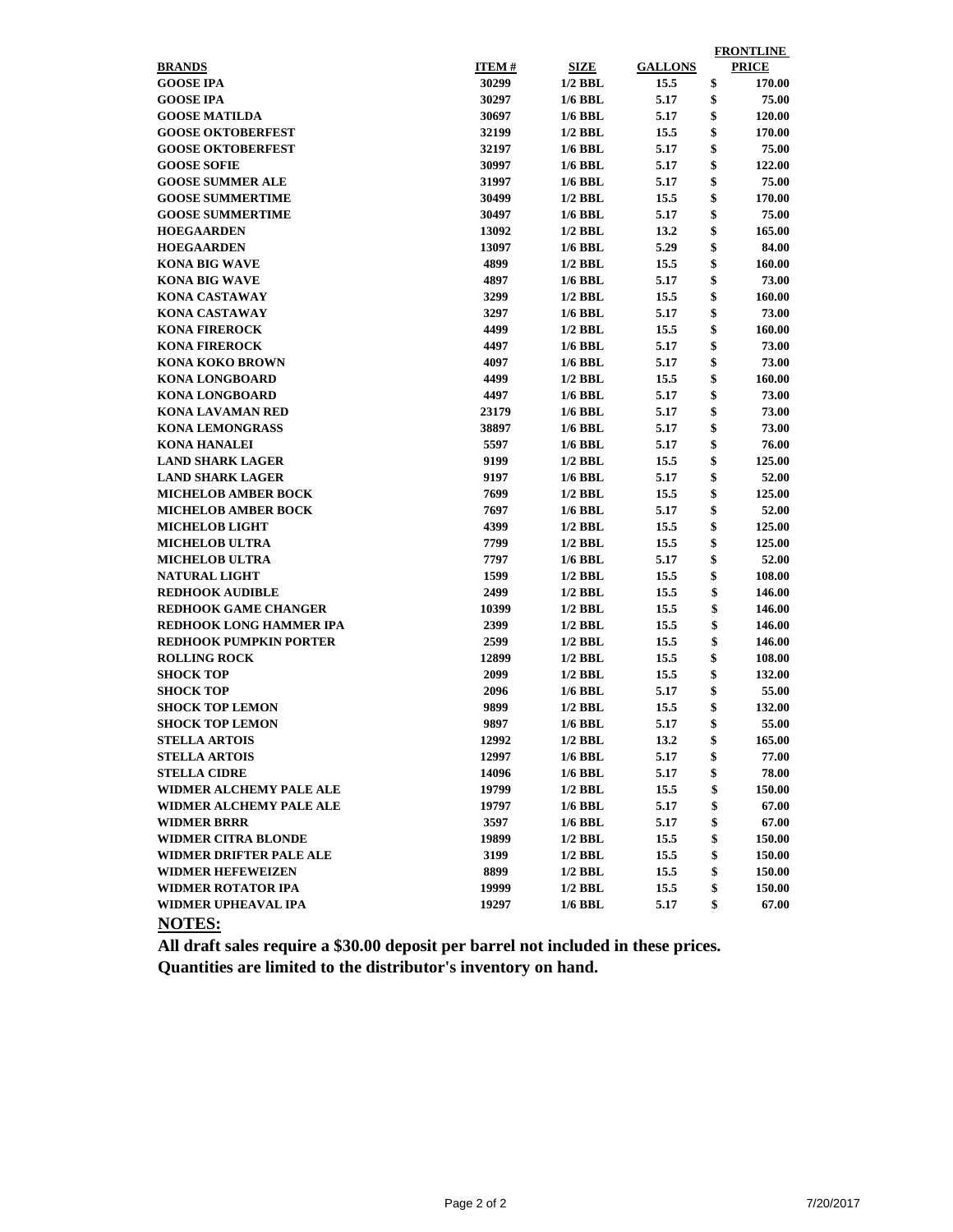| BRANDS | ITEM # | SIZE | GALLONS | FRONTLINE PRICE |
|---|---|---|---|---|
| GOOSE IPA | 30299 | 1/2 BBL | 15.5 | $ 170.00 |
| GOOSE IPA | 30297 | 1/6 BBL | 5.17 | $ 75.00 |
| GOOSE MATILDA | 30697 | 1/6 BBL | 5.17 | $ 120.00 |
| GOOSE OKTOBERFEST | 32199 | 1/2 BBL | 15.5 | $ 170.00 |
| GOOSE OKTOBERFEST | 32197 | 1/6 BBL | 5.17 | $ 75.00 |
| GOOSE SOFIE | 30997 | 1/6 BBL | 5.17 | $ 122.00 |
| GOOSE SUMMER ALE | 31997 | 1/6 BBL | 5.17 | $ 75.00 |
| GOOSE SUMMERTIME | 30499 | 1/2 BBL | 15.5 | $ 170.00 |
| GOOSE SUMMERTIME | 30497 | 1/6 BBL | 5.17 | $ 75.00 |
| HOEGAARDEN | 13092 | 1/2 BBL | 13.2 | $ 165.00 |
| HOEGAARDEN | 13097 | 1/6 BBL | 5.29 | $ 84.00 |
| KONA BIG WAVE | 4899 | 1/2 BBL | 15.5 | $ 160.00 |
| KONA BIG WAVE | 4897 | 1/6 BBL | 5.17 | $ 73.00 |
| KONA CASTAWAY | 3299 | 1/2 BBL | 15.5 | $ 160.00 |
| KONA CASTAWAY | 3297 | 1/6 BBL | 5.17 | $ 73.00 |
| KONA FIREROCK | 4499 | 1/2 BBL | 15.5 | $ 160.00 |
| KONA FIREROCK | 4497 | 1/6 BBL | 5.17 | $ 73.00 |
| KONA KOKO BROWN | 4097 | 1/6 BBL | 5.17 | $ 73.00 |
| KONA LONGBOARD | 4499 | 1/2 BBL | 15.5 | $ 160.00 |
| KONA LONGBOARD | 4497 | 1/6 BBL | 5.17 | $ 73.00 |
| KONA LAVAMAN RED | 23179 | 1/6 BBL | 5.17 | $ 73.00 |
| KONA LEMONGRASS | 38897 | 1/6 BBL | 5.17 | $ 73.00 |
| KONA HANALEI | 5597 | 1/6 BBL | 5.17 | $ 76.00 |
| LAND SHARK LAGER | 9199 | 1/2 BBL | 15.5 | $ 125.00 |
| LAND SHARK LAGER | 9197 | 1/6 BBL | 5.17 | $ 52.00 |
| MICHELOB AMBER BOCK | 7699 | 1/2 BBL | 15.5 | $ 125.00 |
| MICHELOB AMBER BOCK | 7697 | 1/6 BBL | 5.17 | $ 52.00 |
| MICHELOB LIGHT | 4399 | 1/2 BBL | 15.5 | $ 125.00 |
| MICHELOB ULTRA | 7799 | 1/2 BBL | 15.5 | $ 125.00 |
| MICHELOB ULTRA | 7797 | 1/6 BBL | 5.17 | $ 52.00 |
| NATURAL LIGHT | 1599 | 1/2 BBL | 15.5 | $ 108.00 |
| REDHOOK AUDIBLE | 2499 | 1/2 BBL | 15.5 | $ 146.00 |
| REDHOOK GAME CHANGER | 10399 | 1/2 BBL | 15.5 | $ 146.00 |
| REDHOOK LONG HAMMER IPA | 2399 | 1/2 BBL | 15.5 | $ 146.00 |
| REDHOOK PUMPKIN PORTER | 2599 | 1/2 BBL | 15.5 | $ 146.00 |
| ROLLING ROCK | 12899 | 1/2 BBL | 15.5 | $ 108.00 |
| SHOCK TOP | 2099 | 1/2 BBL | 15.5 | $ 132.00 |
| SHOCK TOP | 2096 | 1/6 BBL | 5.17 | $ 55.00 |
| SHOCK TOP LEMON | 9899 | 1/2 BBL | 15.5 | $ 132.00 |
| SHOCK TOP LEMON | 9897 | 1/6 BBL | 5.17 | $ 55.00 |
| STELLA ARTOIS | 12992 | 1/2 BBL | 13.2 | $ 165.00 |
| STELLA ARTOIS | 12997 | 1/6 BBL | 5.17 | $ 77.00 |
| STELLA CIDRE | 14096 | 1/6 BBL | 5.17 | $ 78.00 |
| WIDMER ALCHEMY PALE ALE | 19799 | 1/2 BBL | 15.5 | $ 150.00 |
| WIDMER ALCHEMY PALE ALE | 19797 | 1/6 BBL | 5.17 | $ 67.00 |
| WIDMER BRRR | 3597 | 1/6 BBL | 5.17 | $ 67.00 |
| WIDMER CITRA BLONDE | 19899 | 1/2 BBL | 15.5 | $ 150.00 |
| WIDMER DRIFTER PALE ALE | 3199 | 1/2 BBL | 15.5 | $ 150.00 |
| WIDMER HEFEWEIZEN | 8899 | 1/2 BBL | 15.5 | $ 150.00 |
| WIDMER ROTATOR IPA | 19999 | 1/2 BBL | 15.5 | $ 150.00 |
| WIDMER UPHEAVAL IPA | 19297 | 1/6 BBL | 5.17 | $ 67.00 |

**NOTES:**

**All draft sales require a $30.00 deposit per barrel not included in these prices.**
**Quantities are limited to the distributor's inventory on hand.**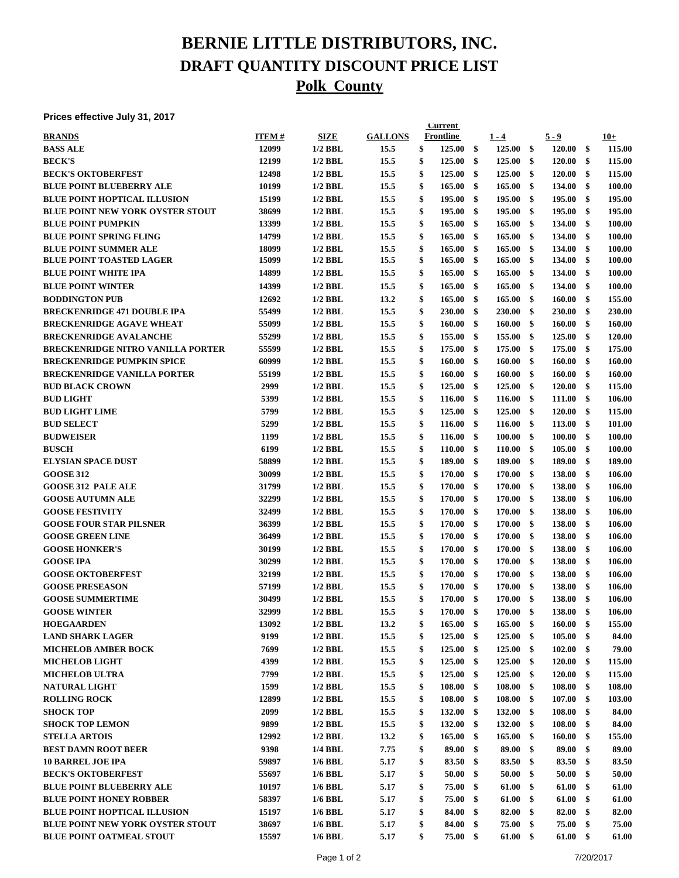# BERNIE LITTLE DISTRIBUTORS, INC.
## DRAFT QUANTITY DISCOUNT PRICE LIST
## Polk County

**Prices effective July 31, 2017**

| BRANDS | ITEM # | SIZE | GALLONS | Current Frontline | 1 - 4 | 5 - 9 | 10+ |
|---|---|---|---|---|---|---|---|
| BASS ALE | 12099 | 1/2 BBL | 15.5 | $ 125.00 | $ 125.00 | $ 120.00 | $ 115.00 |
| BECK'S | 12199 | 1/2 BBL | 15.5 | $ 125.00 | $ 125.00 | $ 120.00 | $ 115.00 |
| BECK'S OKTOBERFEST | 12498 | 1/2 BBL | 15.5 | $ 125.00 | $ 125.00 | $ 120.00 | $ 115.00 |
| BLUE POINT BLUEBERRY ALE | 10199 | 1/2 BBL | 15.5 | $ 165.00 | $ 165.00 | $ 134.00 | $ 100.00 |
| BLUE POINT HOPTICAL ILLUSION | 15199 | 1/2 BBL | 15.5 | $ 195.00 | $ 195.00 | $ 195.00 | $ 195.00 |
| BLUE POINT NEW YORK OYSTER STOUT | 38699 | 1/2 BBL | 15.5 | $ 195.00 | $ 195.00 | $ 195.00 | $ 195.00 |
| BLUE POINT PUMPKIN | 13399 | 1/2 BBL | 15.5 | $ 165.00 | $ 165.00 | $ 134.00 | $ 100.00 |
| BLUE POINT SPRING FLING | 14799 | 1/2 BBL | 15.5 | $ 165.00 | $ 165.00 | $ 134.00 | $ 100.00 |
| BLUE POINT SUMMER ALE | 18099 | 1/2 BBL | 15.5 | $ 165.00 | $ 165.00 | $ 134.00 | $ 100.00 |
| BLUE POINT TOASTED LAGER | 15099 | 1/2 BBL | 15.5 | $ 165.00 | $ 165.00 | $ 134.00 | $ 100.00 |
| BLUE POINT WHITE IPA | 14899 | 1/2 BBL | 15.5 | $ 165.00 | $ 165.00 | $ 134.00 | $ 100.00 |
| BLUE POINT WINTER | 14399 | 1/2 BBL | 15.5 | $ 165.00 | $ 165.00 | $ 134.00 | $ 100.00 |
| BODDINGTON PUB | 12692 | 1/2 BBL | 13.2 | $ 165.00 | $ 165.00 | $ 160.00 | $ 155.00 |
| BRECKENRIDGE 471 DOUBLE IPA | 55499 | 1/2 BBL | 15.5 | $ 230.00 | $ 230.00 | $ 230.00 | $ 230.00 |
| BRECKENRIDGE AGAVE WHEAT | 55099 | 1/2 BBL | 15.5 | $ 160.00 | $ 160.00 | $ 160.00 | $ 160.00 |
| BRECKENRIDGE AVALANCHE | 55299 | 1/2 BBL | 15.5 | $ 155.00 | $ 155.00 | $ 125.00 | $ 120.00 |
| BRECKENRIDGE NITRO VANILLA PORTER | 55599 | 1/2 BBL | 15.5 | $ 175.00 | $ 175.00 | $ 175.00 | $ 175.00 |
| BRECKENRIDGE PUMPKIN SPICE | 60999 | 1/2 BBL | 15.5 | $ 160.00 | $ 160.00 | $ 160.00 | $ 160.00 |
| BRECKENRIDGE VANILLA PORTER | 55199 | 1/2 BBL | 15.5 | $ 160.00 | $ 160.00 | $ 160.00 | $ 160.00 |
| BUD BLACK CROWN | 2999 | 1/2 BBL | 15.5 | $ 125.00 | $ 125.00 | $ 120.00 | $ 115.00 |
| BUD LIGHT | 5399 | 1/2 BBL | 15.5 | $ 116.00 | $ 116.00 | $ 111.00 | $ 106.00 |
| BUD LIGHT LIME | 5799 | 1/2 BBL | 15.5 | $ 125.00 | $ 125.00 | $ 120.00 | $ 115.00 |
| BUD SELECT | 5299 | 1/2 BBL | 15.5 | $ 116.00 | $ 116.00 | $ 113.00 | $ 101.00 |
| BUDWEISER | 1199 | 1/2 BBL | 15.5 | $ 116.00 | $ 100.00 | $ 100.00 | $ 100.00 |
| BUSCH | 6199 | 1/2 BBL | 15.5 | $ 110.00 | $ 110.00 | $ 105.00 | $ 100.00 |
| ELYSIAN SPACE DUST | 58899 | 1/2 BBL | 15.5 | $ 189.00 | $ 189.00 | $ 189.00 | $ 189.00 |
| GOOSE 312 | 30099 | 1/2 BBL | 15.5 | $ 170.00 | $ 170.00 | $ 138.00 | $ 106.00 |
| GOOSE 312 PALE ALE | 31799 | 1/2 BBL | 15.5 | $ 170.00 | $ 170.00 | $ 138.00 | $ 106.00 |
| GOOSE AUTUMN ALE | 32299 | 1/2 BBL | 15.5 | $ 170.00 | $ 170.00 | $ 138.00 | $ 106.00 |
| GOOSE FESTIVITY | 32499 | 1/2 BBL | 15.5 | $ 170.00 | $ 170.00 | $ 138.00 | $ 106.00 |
| GOOSE FOUR STAR PILSNER | 36399 | 1/2 BBL | 15.5 | $ 170.00 | $ 170.00 | $ 138.00 | $ 106.00 |
| GOOSE GREEN LINE | 36499 | 1/2 BBL | 15.5 | $ 170.00 | $ 170.00 | $ 138.00 | $ 106.00 |
| GOOSE HONKER'S | 30199 | 1/2 BBL | 15.5 | $ 170.00 | $ 170.00 | $ 138.00 | $ 106.00 |
| GOOSE IPA | 30299 | 1/2 BBL | 15.5 | $ 170.00 | $ 170.00 | $ 138.00 | $ 106.00 |
| GOOSE OKTOBERFEST | 32199 | 1/2 BBL | 15.5 | $ 170.00 | $ 170.00 | $ 138.00 | $ 106.00 |
| GOOSE PRESEASON | 57199 | 1/2 BBL | 15.5 | $ 170.00 | $ 170.00 | $ 138.00 | $ 106.00 |
| GOOSE SUMMERTIME | 30499 | 1/2 BBL | 15.5 | $ 170.00 | $ 170.00 | $ 138.00 | $ 106.00 |
| GOOSE WINTER | 32999 | 1/2 BBL | 15.5 | $ 170.00 | $ 170.00 | $ 138.00 | $ 106.00 |
| HOEGAARDEN | 13092 | 1/2 BBL | 13.2 | $ 165.00 | $ 165.00 | $ 160.00 | $ 155.00 |
| LAND SHARK LAGER | 9199 | 1/2 BBL | 15.5 | $ 125.00 | $ 125.00 | $ 105.00 | $ 84.00 |
| MICHELOB AMBER BOCK | 7699 | 1/2 BBL | 15.5 | $ 125.00 | $ 125.00 | $ 102.00 | $ 79.00 |
| MICHELOB LIGHT | 4399 | 1/2 BBL | 15.5 | $ 125.00 | $ 125.00 | $ 120.00 | $ 115.00 |
| MICHELOB ULTRA | 7799 | 1/2 BBL | 15.5 | $ 125.00 | $ 125.00 | $ 120.00 | $ 115.00 |
| NATURAL LIGHT | 1599 | 1/2 BBL | 15.5 | $ 108.00 | $ 108.00 | $ 108.00 | $ 108.00 |
| ROLLING ROCK | 12899 | 1/2 BBL | 15.5 | $ 108.00 | $ 108.00 | $ 107.00 | $ 103.00 |
| SHOCK TOP | 2099 | 1/2 BBL | 15.5 | $ 132.00 | $ 132.00 | $ 108.00 | $ 84.00 |
| SHOCK TOP LEMON | 9899 | 1/2 BBL | 15.5 | $ 132.00 | $ 132.00 | $ 108.00 | $ 84.00 |
| STELLA ARTOIS | 12992 | 1/2 BBL | 13.2 | $ 165.00 | $ 165.00 | $ 160.00 | $ 155.00 |
| BEST DAMN ROOT BEER | 9398 | 1/4 BBL | 7.75 | $ 89.00 | $ 89.00 | $ 89.00 | $ 89.00 |
| 10 BARREL JOE IPA | 59897 | 1/6 BBL | 5.17 | $ 83.50 | $ 83.50 | $ 83.50 | $ 83.50 |
| BECK'S OKTOBERFEST | 55697 | 1/6 BBL | 5.17 | $ 50.00 | $ 50.00 | $ 50.00 | $ 50.00 |
| BLUE POINT BLUEBERRY ALE | 10197 | 1/6 BBL | 5.17 | $ 75.00 | $ 61.00 | $ 61.00 | $ 61.00 |
| BLUE POINT HONEY ROBBER | 58397 | 1/6 BBL | 5.17 | $ 75.00 | $ 61.00 | $ 61.00 | $ 61.00 |
| BLUE POINT HOPTICAL ILLUSION | 15197 | 1/6 BBL | 5.17 | $ 84.00 | $ 82.00 | $ 82.00 | $ 82.00 |
| BLUE POINT NEW YORK OYSTER STOUT | 38697 | 1/6 BBL | 5.17 | $ 84.00 | $ 75.00 | $ 75.00 | $ 75.00 |
| BLUE POINT OATMEAL STOUT | 15597 | 1/6 BBL | 5.17 | $ 75.00 | $ 61.00 | $ 61.00 | $ 61.00 |

7/20/2017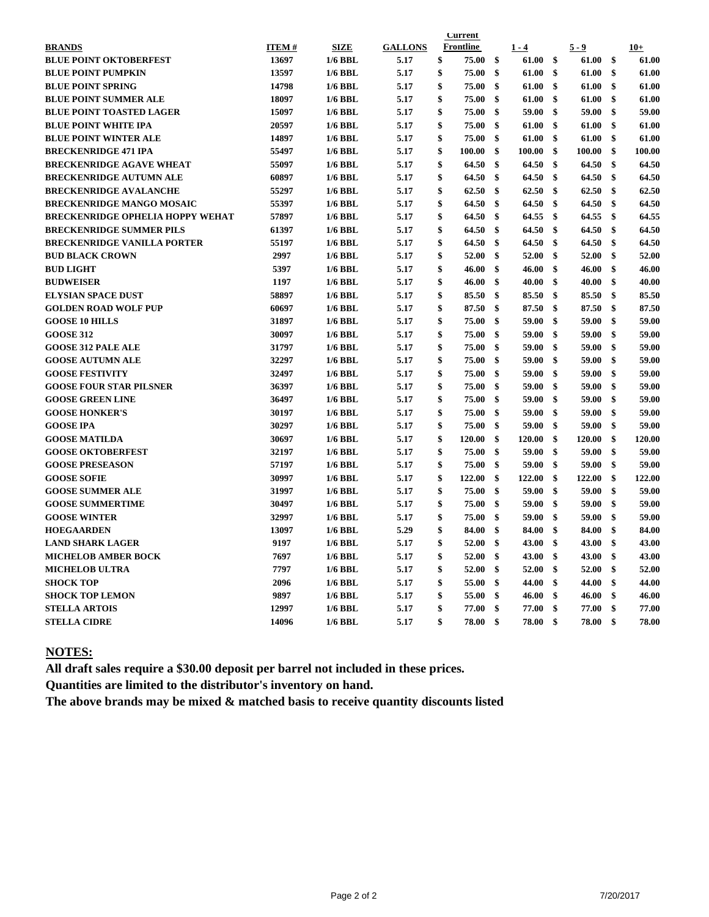| BRANDS | ITEM # | SIZE | GALLONS | Current Frontline | 1 - 4 | 5 - 9 | 10+ |
|---|---|---|---|---|---|---|---|
| BLUE POINT OKTOBERFEST | 13697 | 1/6 BBL | 5.17 | $ 75.00 | $ 61.00 | $ 61.00 | $ 61.00 |
| BLUE POINT PUMPKIN | 13597 | 1/6 BBL | 5.17 | $ 75.00 | $ 61.00 | $ 61.00 | $ 61.00 |
| BLUE POINT SPRING | 14798 | 1/6 BBL | 5.17 | $ 75.00 | $ 61.00 | $ 61.00 | $ 61.00 |
| BLUE POINT SUMMER ALE | 18097 | 1/6 BBL | 5.17 | $ 75.00 | $ 61.00 | $ 61.00 | $ 61.00 |
| BLUE POINT TOASTED LAGER | 15097 | 1/6 BBL | 5.17 | $ 75.00 | $ 59.00 | $ 59.00 | $ 59.00 |
| BLUE POINT WHITE IPA | 20597 | 1/6 BBL | 5.17 | $ 75.00 | $ 61.00 | $ 61.00 | $ 61.00 |
| BLUE POINT WINTER ALE | 14897 | 1/6 BBL | 5.17 | $ 75.00 | $ 61.00 | $ 61.00 | $ 61.00 |
| BRECKENRIDGE 471 IPA | 55497 | 1/6 BBL | 5.17 | $ 100.00 | $ 100.00 | $ 100.00 | $ 100.00 |
| BRECKENRIDGE AGAVE WHEAT | 55097 | 1/6 BBL | 5.17 | $ 64.50 | $ 64.50 | $ 64.50 | $ 64.50 |
| BRECKENRIDGE AUTUMN ALE | 60897 | 1/6 BBL | 5.17 | $ 64.50 | $ 64.50 | $ 64.50 | $ 64.50 |
| BRECKENRIDGE AVALANCHE | 55297 | 1/6 BBL | 5.17 | $ 62.50 | $ 62.50 | $ 62.50 | $ 62.50 |
| BRECKENRIDGE MANGO MOSAIC | 55397 | 1/6 BBL | 5.17 | $ 64.50 | $ 64.50 | $ 64.50 | $ 64.50 |
| BRECKENRIDGE OPHELIA HOPPY WEHAT | 57897 | 1/6 BBL | 5.17 | $ 64.50 | $ 64.55 | $ 64.55 | $ 64.55 |
| BRECKENRIDGE SUMMER PILS | 61397 | 1/6 BBL | 5.17 | $ 64.50 | $ 64.50 | $ 64.50 | $ 64.50 |
| BRECKENRIDGE VANILLA PORTER | 55197 | 1/6 BBL | 5.17 | $ 64.50 | $ 64.50 | $ 64.50 | $ 64.50 |
| BUD BLACK CROWN | 2997 | 1/6 BBL | 5.17 | $ 52.00 | $ 52.00 | $ 52.00 | $ 52.00 |
| BUD LIGHT | 5397 | 1/6 BBL | 5.17 | $ 46.00 | $ 46.00 | $ 46.00 | $ 46.00 |
| BUDWEISER | 1197 | 1/6 BBL | 5.17 | $ 46.00 | $ 40.00 | $ 40.00 | $ 40.00 |
| ELYSIAN SPACE DUST | 58897 | 1/6 BBL | 5.17 | $ 85.50 | $ 85.50 | $ 85.50 | $ 85.50 |
| GOLDEN ROAD WOLF PUP | 60697 | 1/6 BBL | 5.17 | $ 87.50 | $ 87.50 | $ 87.50 | $ 87.50 |
| GOOSE 10 HILLS | 31897 | 1/6 BBL | 5.17 | $ 75.00 | $ 59.00 | $ 59.00 | $ 59.00 |
| GOOSE 312 | 30097 | 1/6 BBL | 5.17 | $ 75.00 | $ 59.00 | $ 59.00 | $ 59.00 |
| GOOSE 312 PALE ALE | 31797 | 1/6 BBL | 5.17 | $ 75.00 | $ 59.00 | $ 59.00 | $ 59.00 |
| GOOSE AUTUMN ALE | 32297 | 1/6 BBL | 5.17 | $ 75.00 | $ 59.00 | $ 59.00 | $ 59.00 |
| GOOSE FESTIVITY | 32497 | 1/6 BBL | 5.17 | $ 75.00 | $ 59.00 | $ 59.00 | $ 59.00 |
| GOOSE FOUR STAR PILSNER | 36397 | 1/6 BBL | 5.17 | $ 75.00 | $ 59.00 | $ 59.00 | $ 59.00 |
| GOOSE GREEN LINE | 36497 | 1/6 BBL | 5.17 | $ 75.00 | $ 59.00 | $ 59.00 | $ 59.00 |
| GOOSE HONKER'S | 30197 | 1/6 BBL | 5.17 | $ 75.00 | $ 59.00 | $ 59.00 | $ 59.00 |
| GOOSE IPA | 30297 | 1/6 BBL | 5.17 | $ 75.00 | $ 59.00 | $ 59.00 | $ 59.00 |
| GOOSE MATILDA | 30697 | 1/6 BBL | 5.17 | $ 120.00 | $ 120.00 | $ 120.00 | $ 120.00 |
| GOOSE OKTOBERFEST | 32197 | 1/6 BBL | 5.17 | $ 75.00 | $ 59.00 | $ 59.00 | $ 59.00 |
| GOOSE PRESEASON | 57197 | 1/6 BBL | 5.17 | $ 75.00 | $ 59.00 | $ 59.00 | $ 59.00 |
| GOOSE SOFIE | 30997 | 1/6 BBL | 5.17 | $ 122.00 | $ 122.00 | $ 122.00 | $ 122.00 |
| GOOSE SUMMER ALE | 31997 | 1/6 BBL | 5.17 | $ 75.00 | $ 59.00 | $ 59.00 | $ 59.00 |
| GOOSE SUMMERTIME | 30497 | 1/6 BBL | 5.17 | $ 75.00 | $ 59.00 | $ 59.00 | $ 59.00 |
| GOOSE WINTER | 32997 | 1/6 BBL | 5.17 | $ 75.00 | $ 59.00 | $ 59.00 | $ 59.00 |
| HOEGAARDEN | 13097 | 1/6 BBL | 5.29 | $ 84.00 | $ 84.00 | $ 84.00 | $ 84.00 |
| LAND SHARK LAGER | 9197 | 1/6 BBL | 5.17 | $ 52.00 | $ 43.00 | $ 43.00 | $ 43.00 |
| MICHELOB AMBER BOCK | 7697 | 1/6 BBL | 5.17 | $ 52.00 | $ 43.00 | $ 43.00 | $ 43.00 |
| MICHELOB ULTRA | 7797 | 1/6 BBL | 5.17 | $ 52.00 | $ 52.00 | $ 52.00 | $ 52.00 |
| SHOCK TOP | 2096 | 1/6 BBL | 5.17 | $ 55.00 | $ 44.00 | $ 44.00 | $ 44.00 |
| SHOCK TOP LEMON | 9897 | 1/6 BBL | 5.17 | $ 55.00 | $ 46.00 | $ 46.00 | $ 46.00 |
| STELLA ARTOIS | 12997 | 1/6 BBL | 5.17 | $ 77.00 | $ 77.00 | $ 77.00 | $ 77.00 |
| STELLA CIDRE | 14096 | 1/6 BBL | 5.17 | $ 78.00 | $ 78.00 | $ 78.00 | $ 78.00 |

**NOTES:**

**All draft sales require a $30.00 deposit per barrel not included in these prices.**

**Quantities are limited to the distributor's inventory on hand.**

**The above brands may be mixed & matched basis to receive quantity discounts listed**

7/20/2017